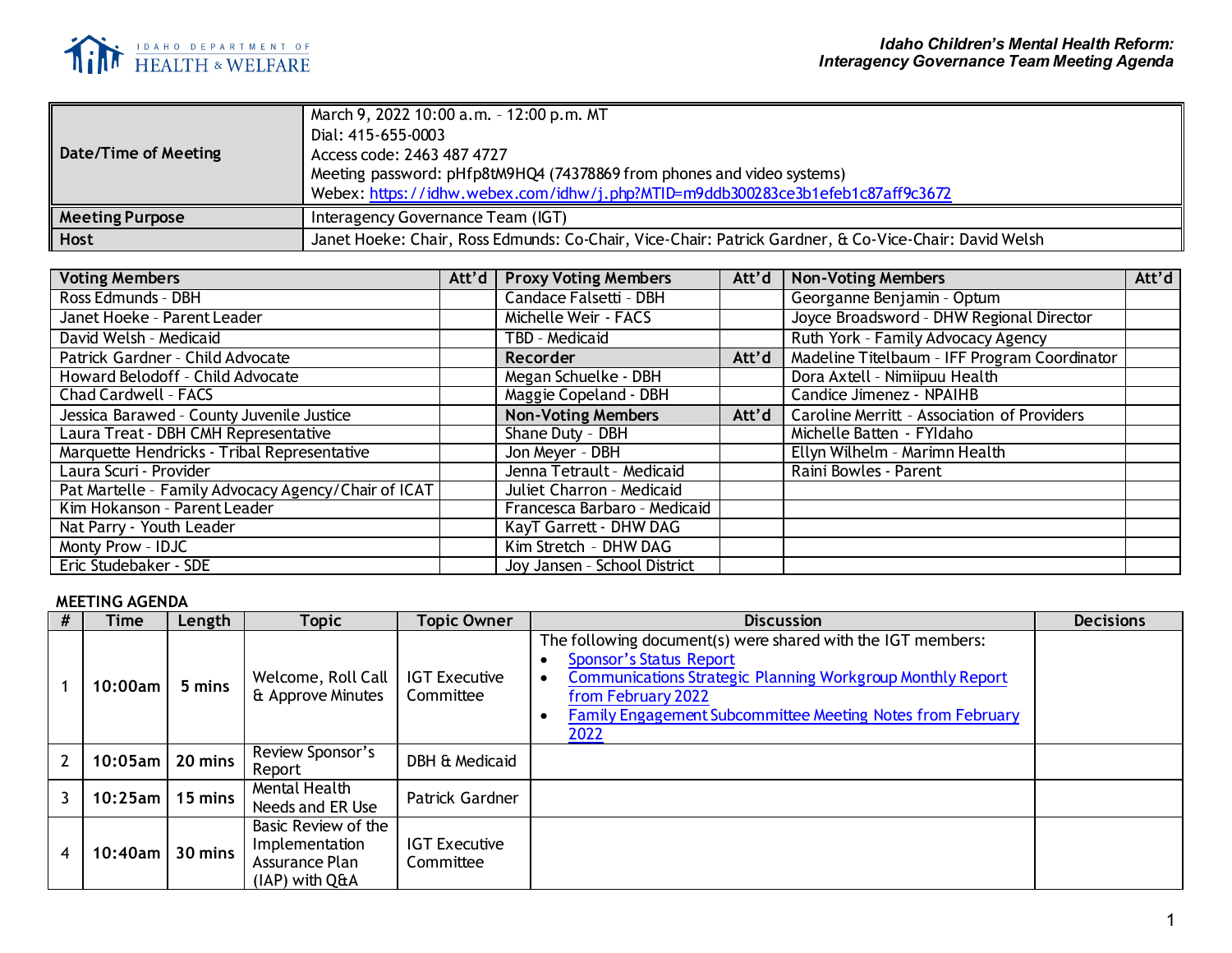**Idaho Children's Mental Health Reform:**
***Interagency Governance Team Meeting Agenda***

| | |
|---|---|
| **Date/Time of Meeting** | March 9, 2022 10:00 a.m. – 12:00 p.m. MT<br>Dial: 415-655-0003<br>Access code: 2463 487 4727<br>Meeting password: pHfp8tM9HQ4 (74378869 from phones and video systems)<br>Webex: https://idhw.webex.com/idhw/j.php?MTID=m9ddb300283ce3b1efeb1c87aff9c3672 |
| **Meeting Purpose** | Interagency Governance Team (IGT) |
| **Host** | Janet Hoeke: Chair, Ross Edmunds: Co-Chair, Vice-Chair: Patrick Gardner, & Co-Vice-Chair: David Welsh |

| Voting Members | Att'd | Proxy Voting Members | Att'd | Non-Voting Members | Att'd |
|---|---|---|---|---|---|
| Ross Edmunds - DBH | | Candace Falsetti - DBH | | Georganne Benjamin - Optum | |
| Janet Hoeke - Parent Leader | | Michelle Weir - FACS | | Joyce Broadsword - DHW Regional Director | |
| David Welsh - Medicaid | | TBD - Medicaid | | Ruth York - Family Advocacy Agency | |
| Patrick Gardner – Child Advocate | | **Recorder** | **Att'd** | Madeline Titelbaum – IFF Program Coordinator | |
| Howard Belodoff – Child Advocate | | Megan Schuelke - DBH | | Dora Axtell – Nimiipuu Health | |
| Chad Cardwell – FACS | | Maggie Copeland - DBH | | Candice Jimenez - NPAIHB | |
| Jessica Barawed – County Juvenile Justice | | **Non-Voting Members** | **Att'd** | Caroline Merritt – Association of Providers | |
| Laura Treat - DBH CMH Representative | | Shane Duty – DBH | | Michelle Batten - FYIdaho | |
| Marquette Hendricks – Tribal Representative | | Jon Meyer – DBH | | Ellyn Wilhelm – Marimn Health | |
| Laura Scuri - Provider | | Jenna Tetrault – Medicaid | | Raini Bowles - Parent | |
| Pat Martelle – Family Advocacy Agency/Chair of ICAT | | Juliet Charron – Medicaid | | | |
| Kim Hokanson – Parent Leader | | Francesca Barbaro – Medicaid | | | |
| Nat Parry - Youth Leader | | KayT Garrett – DHW DAG | | | |
| Monty Prow – IDJC | | Kim Stretch – DHW DAG | | | |
| Eric Studebaker - SDE | | Joy Jansen – School District | | | |

**MEETING AGENDA**

| # | Time | Length | Topic | Topic Owner | Discussion | Decisions |
|---|---|---|---|---|---|---|
| 1 | 10:00am | 5 mins | Welcome, Roll Call & Approve Minutes | IGT Executive Committee | The following document(s) were shared with the IGT members:<br>• Sponsor's Status Report<br>• Communications Strategic Planning Workgroup Monthly Report from February 2022<br>• Family Engagement Subcommittee Meeting Notes from February 2022 | |
| 2 | 10:05am | 20 mins | Review Sponsor's Report | DBH & Medicaid | | |
| 3 | 10:25am | 15 mins | Mental Health Needs and ER Use | Patrick Gardner | | |
| 4 | 10:40am | 30 mins | Basic Review of the Implementation Assurance Plan (IAP) with Q&A | IGT Executive Committee | | |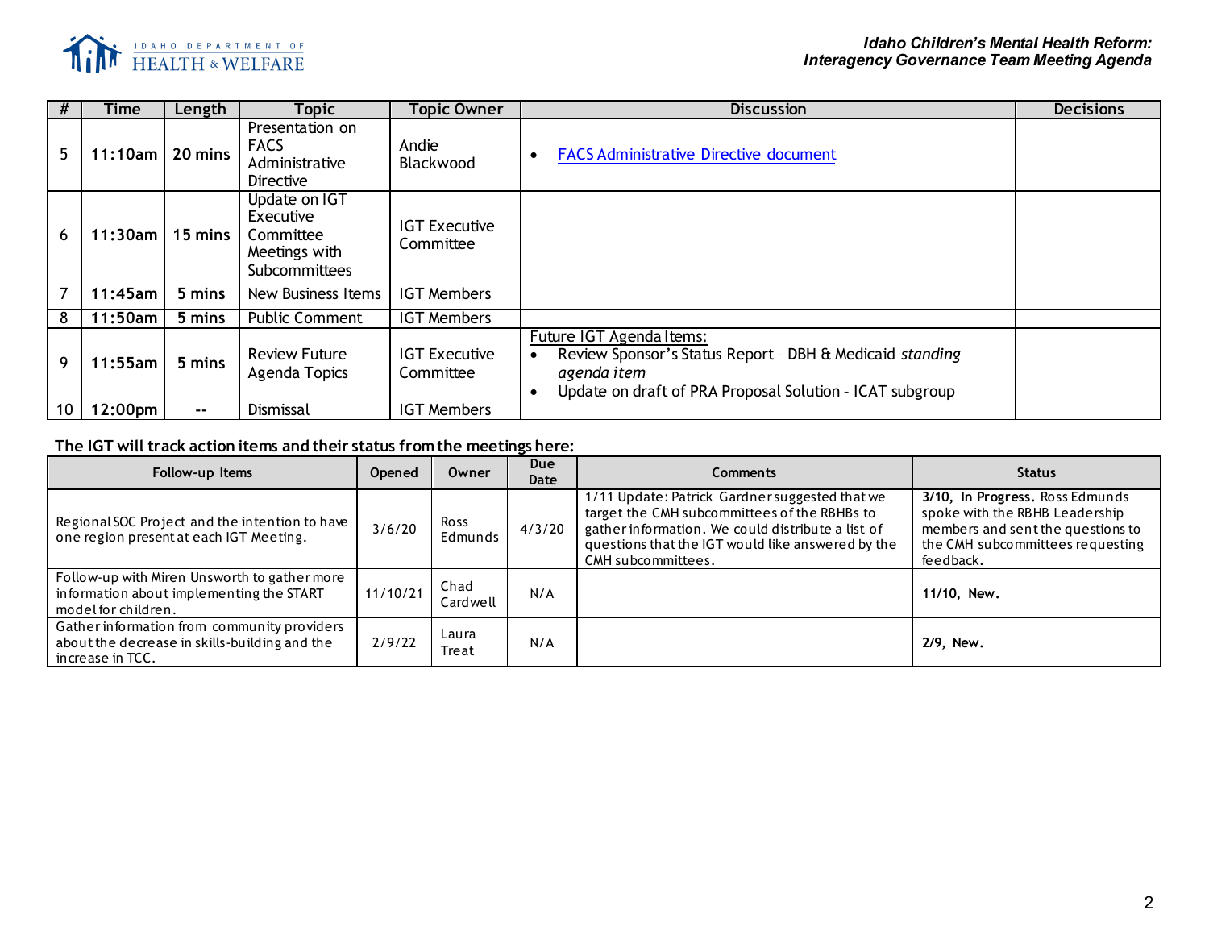| # | Time | Length | Topic | Topic Owner | Discussion | Decisions |
|---|---|---|---|---|---|---|
| 5 | 11:10am | 20 mins | Presentation on FACS Administrative Directive | Andie Blackwood | • FACS Administrative Directive document | |
| 6 | 11:30am | 15 mins | Update on IGT Executive Committee Meetings with Subcommittees | IGT Executive Committee | | |
| 7 | 11:45am | 5 mins | New Business Items | IGT Members | | |
| 8 | 11:50am | 5 mins | Public Comment | IGT Members | | |
| 9 | 11:55am | 5 mins | Review Future Agenda Topics | IGT Executive Committee | Future IGT Agenda Items:<br>• Review Sponsor's Status Report – DBH & Medicaid *standing agenda item*<br>• Update on draft of PRA Proposal Solution – ICAT subgroup | |
| 10 | 12:00pm | -- | Dismissal | IGT Members | | |

**The IGT will track action items and their status from the meetings here:**

| Follow-up Items | Opened | Owner | Due Date | Comments | Status |
|---|---|---|---|---|---|
| Regional SOC Project and the intention to have one region present at each IGT Meeting. | 3/6/20 | Ross Edmunds | 4/3/20 | 1/11 Update: Patrick Gardner suggested that we target the CMH subcommittees of the RBHBs to gather information. We could distribute a list of questions that the IGT would like answered by the CMH subcommittees. | **3/10, In Progress.** Ross Edmunds spoke with the RBHB Leadership members and sent the questions to the CMH subcommittees requesting feedback. |
| Follow-up with Miren Unsworth to gather more information about implementing the START model for children. | 11/10/21 | Chad Cardwell | N/A | | **11/10, New.** |
| Gather information from community providers about the decrease in skills-building and the increase in TCC. | 2/9/22 | Laura Treat | N/A | | **2/9, New.** |